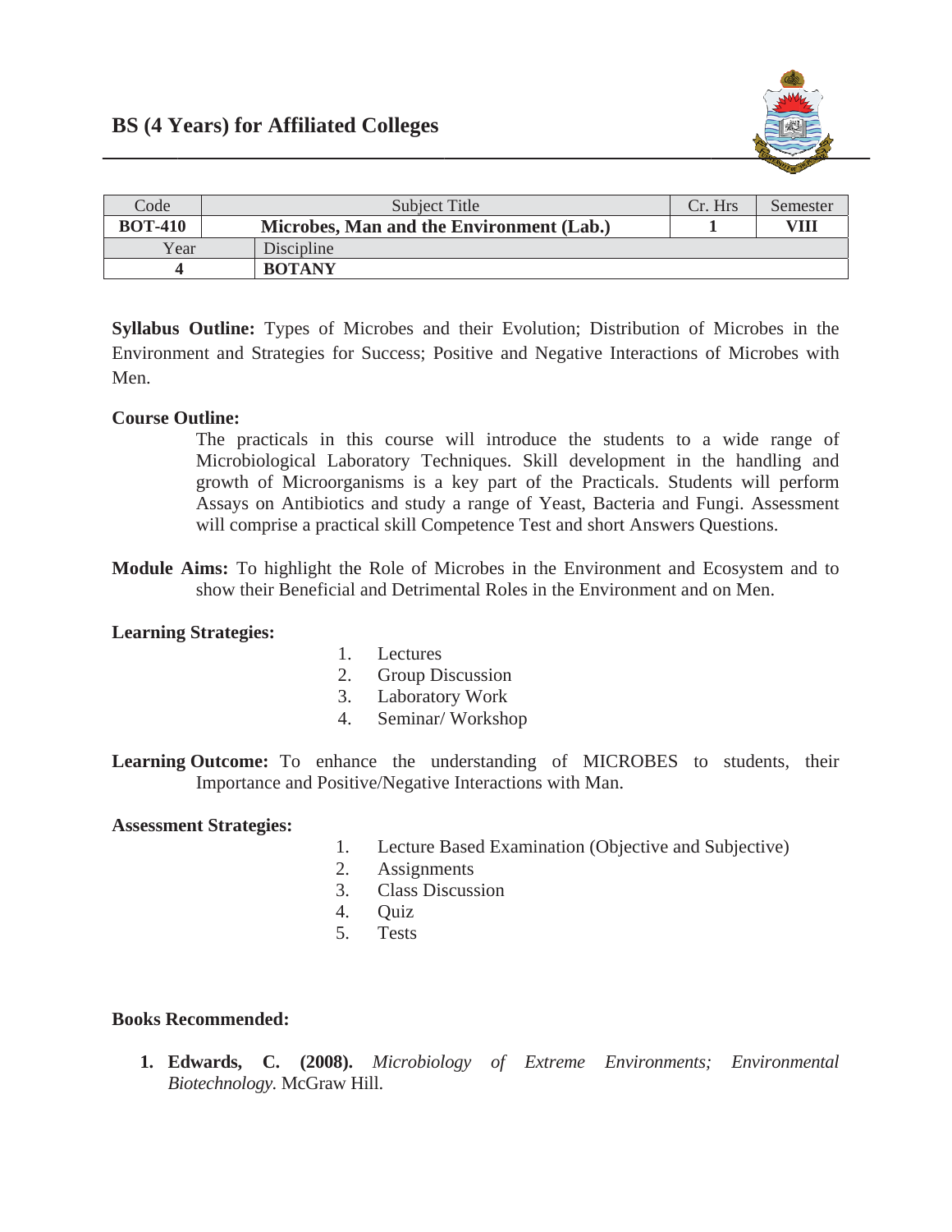## BS (4 Years) for Affiliated Colleges

| Code | Subject Title | Cr. Hrs | Semester |
|---|---|---|---|
| **BOT-410** | **Microbes, Man and the Environment (Lab.)** | **1** | **VIII** |
| Year | Discipline | | |
| **4** | **BOTANY** | | |

**Syllabus Outline:** Types of Microbes and their Evolution; Distribution of Microbes in the Environment and Strategies for Success; Positive and Negative Interactions of Microbes with Men.

**Course Outline:**

The practicals in this course will introduce the students to a wide range of Microbiological Laboratory Techniques. Skill development in the handling and growth of Microorganisms is a key part of the Practicals. Students will perform Assays on Antibiotics and study a range of Yeast, Bacteria and Fungi. Assessment will comprise a practical skill Competence Test and short Answers Questions.

**Module Aims:** To highlight the Role of Microbes in the Environment and Ecosystem and to show their Beneficial and Detrimental Roles in the Environment and on Men.

**Learning Strategies:**

1. Lectures
2. Group Discussion
3. Laboratory Work
4. Seminar/ Workshop

**Learning Outcome:** To enhance the understanding of MICROBES to students, their Importance and Positive/Negative Interactions with Man.

**Assessment Strategies:**

1. Lecture Based Examination (Objective and Subjective)
2. Assignments
3. Class Discussion
4. Quiz
5. Tests

**Books Recommended:**

1. **Edwards, C. (2008).** *Microbiology of Extreme Environments; Environmental Biotechnology.* McGraw Hill.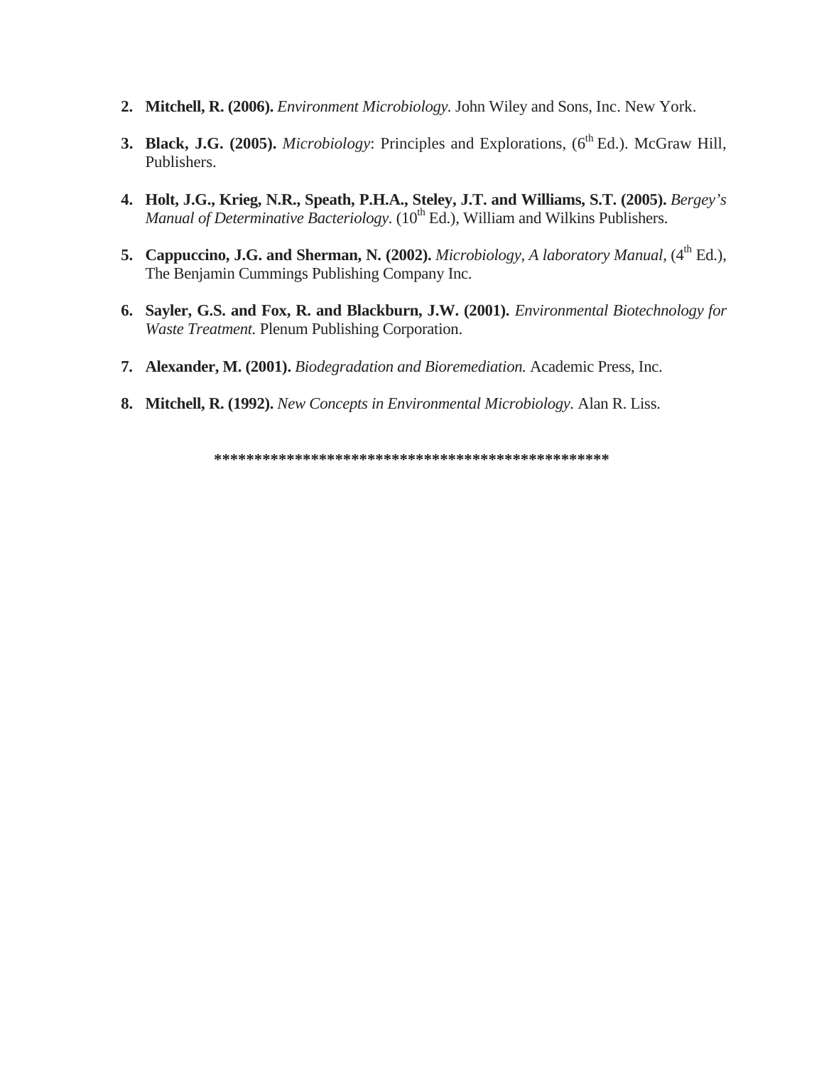2. **Mitchell, R. (2006).** *Environment Microbiology.* John Wiley and Sons, Inc. New York.

3. **Black, J.G. (2005).** *Microbiology*: Principles and Explorations, (6th Ed.). McGraw Hill, Publishers.

4. **Holt, J.G., Krieg, N.R., Speath, P.H.A., Steley, J.T. and Williams, S.T. (2005).** *Bergey's Manual of Determinative Bacteriology*. (10th Ed.), William and Wilkins Publishers.

5. **Cappuccino, J.G. and Sherman, N. (2002).** *Microbiology, A laboratory Manual*, (4th Ed.), The Benjamin Cummings Publishing Company Inc.

6. **Sayler, G.S. and Fox, R. and Blackburn, J.W. (2001).** *Environmental Biotechnology for Waste Treatment.* Plenum Publishing Corporation.

7. **Alexander, M. (2001).** *Biodegradation and Bioremediation.* Academic Press, Inc.

8. **Mitchell, R. (1992).** *New Concepts in Environmental Microbiology.* Alan R. Liss.

**************************************************